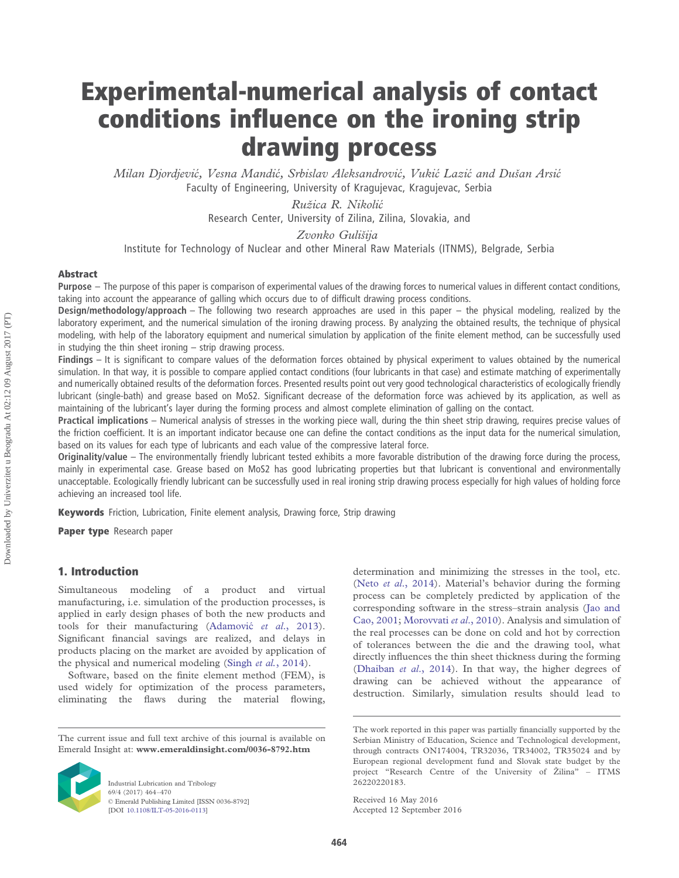# Experimental-numerical analysis of contact conditions influence on the ironing strip drawing process

*Milan Djordjević, Vesna Mandić, Srbislav Aleksandrović, Vukić Lazić and Dušan Arsić*
Faculty of Engineering, University of Kragujevac, Kragujevac, Serbia

*Ružica R. Nikolić*
Research Center, University of Zilina, Zilina, Slovakia, and

*Zvonko Gulišija*
Institute for Technology of Nuclear and other Mineral Raw Materials (ITNMS), Belgrade, Serbia

## Abstract

**Purpose** – The purpose of this paper is comparison of experimental values of the drawing forces to numerical values in different contact conditions, taking into account the appearance of galling which occurs due to of difficult drawing process conditions.

**Design/methodology/approach** – The following two research approaches are used in this paper – the physical modeling, realized by the laboratory experiment, and the numerical simulation of the ironing drawing process. By analyzing the obtained results, the technique of physical modeling, with help of the laboratory equipment and numerical simulation by application of the finite element method, can be successfully used in studying the thin sheet ironing – strip drawing process.

**Findings** – It is significant to compare values of the deformation forces obtained by physical experiment to values obtained by the numerical simulation. In that way, it is possible to compare applied contact conditions (four lubricants in that case) and estimate matching of experimentally and numerically obtained results of the deformation forces. Presented results point out very good technological characteristics of ecologically friendly lubricant (single-bath) and grease based on MoS2. Significant decrease of the deformation force was achieved by its application, as well as maintaining of the lubricant's layer during the forming process and almost complete elimination of galling on the contact.

**Practical implications** – Numerical analysis of stresses in the working piece wall, during the thin sheet strip drawing, requires precise values of the friction coefficient. It is an important indicator because one can define the contact conditions as the input data for the numerical simulation, based on its values for each type of lubricants and each value of the compressive lateral force.

**Originality/value** – The environmentally friendly lubricant tested exhibits a more favorable distribution of the drawing force during the process, mainly in experimental case. Grease based on MoS2 has good lubricating properties but that lubricant is conventional and environmentally unacceptable. Ecologically friendly lubricant can be successfully used in real ironing strip drawing process especially for high values of holding force achieving an increased tool life.

**Keywords** Friction, Lubrication, Finite element analysis, Drawing force, Strip drawing

**Paper type** Research paper

## 1. Introduction

Simultaneous modeling of a product and virtual manufacturing, i.e. simulation of the production processes, is applied in early design phases of both the new products and tools for their manufacturing (Adamović *et al.*, 2013). Significant financial savings are realized, and delays in products placing on the market are avoided by application of the physical and numerical modeling (Singh *et al.*, 2014).

Software, based on the finite element method (FEM), is used widely for optimization of the process parameters, eliminating the flaws during the material flowing, determination and minimizing the stresses in the tool, etc. (Neto *et al.*, 2014). Material's behavior during the forming process can be completely predicted by application of the corresponding software in the stress–strain analysis (Jao and Cao, 2001; Morovvati *et al.*, 2010). Analysis and simulation of the real processes can be done on cold and hot by correction of tolerances between the die and the drawing tool, what directly influences the thin sheet thickness during the forming (Dhaiban *et al.*, 2014). In that way, the higher degrees of drawing can be achieved without the appearance of destruction. Similarly, simulation results should lead to

The current issue and full text archive of this journal is available on Emerald Insight at: **www.emeraldinsight.com/0036-8792.htm**

Industrial Lubrication and Tribology
69/4 (2017) 464–470
© Emerald Publishing Limited [ISSN 0036-8792]
[DOI 10.1108/ILT-05-2016-0113]

The work reported in this paper was partially financially supported by the Serbian Ministry of Education, Science and Technological development, through contracts ON174004, TR32036, TR34002, TR35024 and by European regional development fund and Slovak state budget by the project "Research Centre of the University of Žilina" – ITMS 26220220183.

Received 16 May 2016
Accepted 12 September 2016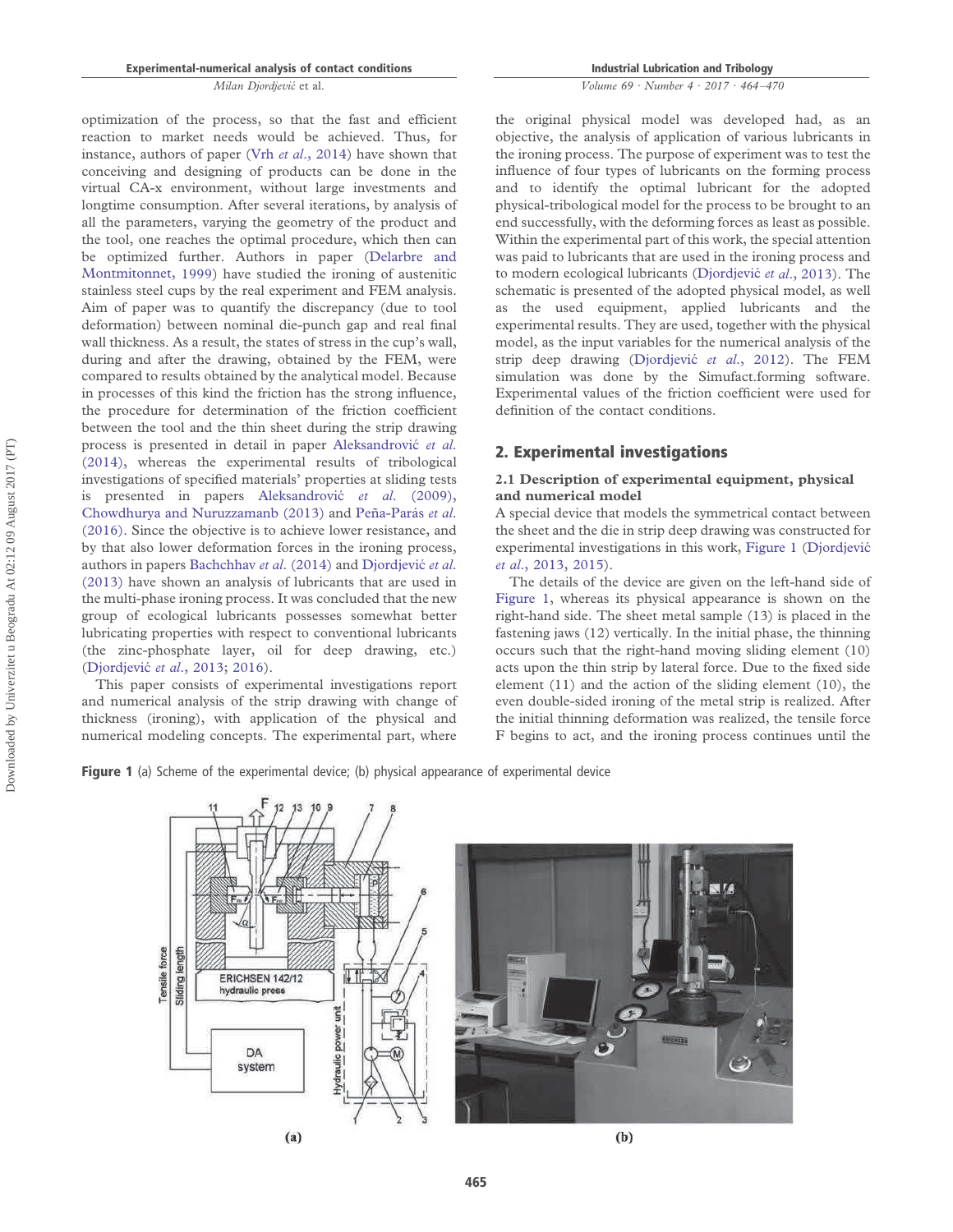optimization of the process, so that the fast and efficient reaction to market needs would be achieved. Thus, for instance, authors of paper (Vrh *et al.*, 2014) have shown that conceiving and designing of products can be done in the virtual CA-x environment, without large investments and longtime consumption. After several iterations, by analysis of all the parameters, varying the geometry of the product and the tool, one reaches the optimal procedure, which then can be optimized further. Authors in paper (Delarbre and Montmitonnet, 1999) have studied the ironing of austenitic stainless steel cups by the real experiment and FEM analysis. Aim of paper was to quantify the discrepancy (due to tool deformation) between nominal die-punch gap and real final wall thickness. As a result, the states of stress in the cup's wall, during and after the drawing, obtained by the FEM, were compared to results obtained by the analytical model. Because in processes of this kind the friction has the strong influence, the procedure for determination of the friction coefficient between the tool and the thin sheet during the strip drawing process is presented in detail in paper Aleksandrović *et al.* (2014), whereas the experimental results of tribological investigations of specified materials' properties at sliding tests is presented in papers Aleksandrović *et al.* (2009), Chowdhurya and Nuruzzamanb (2013) and Peña-Parás *et al.* (2016). Since the objective is to achieve lower resistance, and by that also lower deformation forces in the ironing process, authors in papers Bachchhav *et al.* (2014) and Djordjević *et al.* (2013) have shown an analysis of lubricants that are used in the multi-phase ironing process. It was concluded that the new group of ecological lubricants possesses somewhat better lubricating properties with respect to conventional lubricants (the zinc-phosphate layer, oil for deep drawing, etc.) (Djordjević *et al.*, 2013; 2016).

This paper consists of experimental investigations report and numerical analysis of the strip drawing with change of thickness (ironing), with application of the physical and numerical modeling concepts. The experimental part, where the original physical model was developed had, as an objective, the analysis of application of various lubricants in the ironing process. The purpose of experiment was to test the influence of four types of lubricants on the forming process and to identify the optimal lubricant for the adopted physical-tribological model for the process to be brought to an end successfully, with the deforming forces as least as possible. Within the experimental part of this work, the special attention was paid to lubricants that are used in the ironing process and to modern ecological lubricants (Djordjević *et al.*, 2013). The schematic is presented of the adopted physical model, as well as the used equipment, applied lubricants and the experimental results. They are used, together with the physical model, as the input variables for the numerical analysis of the strip deep drawing (Djordjević *et al.*, 2012). The FEM simulation was done by the Simufact.forming software. Experimental values of the friction coefficient were used for definition of the contact conditions.

## 2. Experimental investigations

### 2.1 Description of experimental equipment, physical and numerical model

A special device that models the symmetrical contact between the sheet and the die in strip deep drawing was constructed for experimental investigations in this work, Figure 1 (Djordjević *et al.*, 2013, 2015).

The details of the device are given on the left-hand side of Figure 1, whereas its physical appearance is shown on the right-hand side. The sheet metal sample (13) is placed in the fastening jaws (12) vertically. In the initial phase, the thinning occurs such that the right-hand moving sliding element (10) acts upon the thin strip by lateral force. Due to the fixed side element (11) and the action of the sliding element (10), the even double-sided ironing of the metal strip is realized. After the initial thinning deformation was realized, the tensile force F begins to act, and the ironing process continues until the

**Figure 1** (a) Scheme of the experimental device; (b) physical appearance of experimental device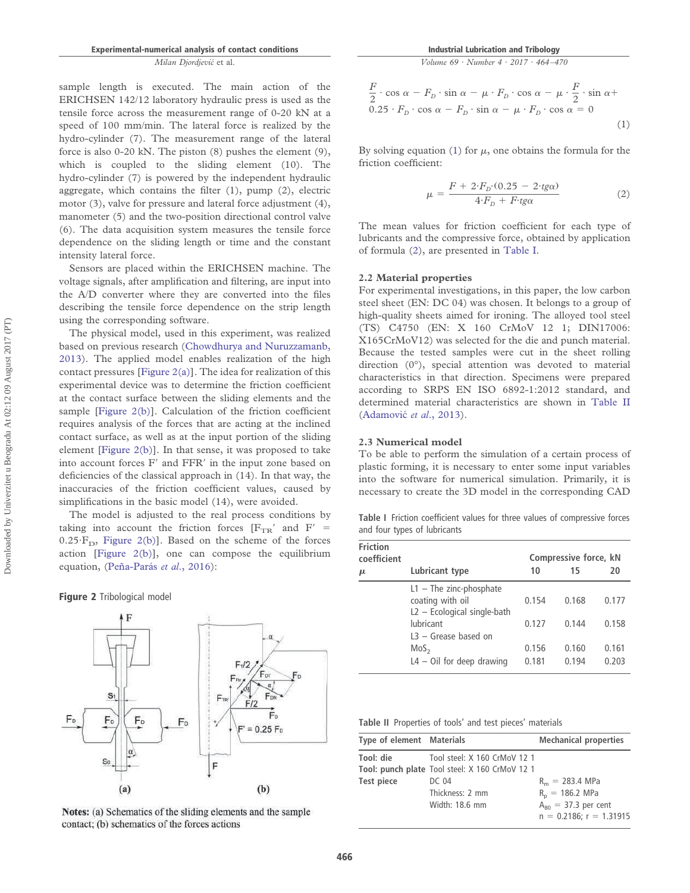sample length is executed. The main action of the ERICHSEN 142/12 laboratory hydraulic press is used as the tensile force across the measurement range of 0-20 kN at a speed of 100 mm/min. The lateral force is realized by the hydro-cylinder (7). The measurement range of the lateral force is also 0-20 kN. The piston (8) pushes the element (9), which is coupled to the sliding element (10). The hydro-cylinder (7) is powered by the independent hydraulic aggregate, which contains the filter (1), pump (2), electric motor (3), valve for pressure and lateral force adjustment (4), manometer (5) and the two-position directional control valve (6). The data acquisition system measures the tensile force dependence on the sliding length or time and the constant intensity lateral force.

Sensors are placed within the ERICHSEN machine. The voltage signals, after amplification and filtering, are input into the A/D converter where they are converted into the files describing the tensile force dependence on the strip length using the corresponding software.

The physical model, used in this experiment, was realized based on previous research (Chowdhurya and Nuruzzamanb, 2013). The applied model enables realization of the high contact pressures [Figure 2(a)]. The idea for realization of this experimental device was to determine the friction coefficient at the contact surface between the sliding elements and the sample [Figure 2(b)]. Calculation of the friction coefficient requires analysis of the forces that are acting at the inclined contact surface, as well as at the input portion of the sliding element [Figure 2(b)]. In that sense, it was proposed to take into account forces F′ and FFR′ in the input zone based on deficiencies of the classical approach in (14). In that way, the inaccuracies of the friction coefficient values, caused by simplifications in the basic model (14), were avoided.

The model is adjusted to the real process conditions by taking into account the friction forces [$F_{TR}'$ and $F' = 0.25 \cdot F_D$, Figure 2(b)]. Based on the scheme of the forces action [Figure 2(b)], one can compose the equilibrium equation, (Peña-Parás *et al.*, 2016):

**Figure 2** Tribological model

**Notes:** (a) Schematics of the sliding elements and the sample contact; (b) schematics of the forces actions

$$\frac{F}{2} \cdot \cos\alpha - F_D \cdot \sin\alpha - \mu \cdot F_D \cdot \cos\alpha - \mu \cdot \frac{F}{2} \cdot \sin\alpha + 0.25 \cdot F_D \cdot \cos\alpha - F_D \cdot \sin\alpha - \mu \cdot F_D \cdot \cos\alpha = 0 \tag{1}$$

By solving equation (1) for $\mu$, one obtains the formula for the friction coefficient:

$$\mu = \frac{F + 2 \cdot F_D \cdot (0.25 - 2 \cdot tg\alpha)}{4 \cdot F_D + F \cdot tg\alpha} \tag{2}$$

The mean values for friction coefficient for each type of lubricants and the compressive force, obtained by application of formula (2), are presented in Table I.

### 2.2 Material properties

For experimental investigations, in this paper, the low carbon steel sheet (EN: DC 04) was chosen. It belongs to a group of high-quality sheets aimed for ironing. The alloyed tool steel (TS) C4750 (EN: X 160 CrMoV 12 1; DIN17006: X165CrMoV12) was selected for the die and punch material. Because the tested samples were cut in the sheet rolling direction (0°), special attention was devoted to material characteristics in that direction. Specimens were prepared according to SRPS EN ISO 6892-1:2012 standard, and determined material characteristics are shown in Table II (Adamović *et al.*, 2013).

### 2.3 Numerical model

To be able to perform the simulation of a certain process of plastic forming, it is necessary to enter some input variables into the software for numerical simulation. Primarily, it is necessary to create the 3D model in the corresponding CAD

**Table I** Friction coefficient values for three values of compressive forces and four types of lubricants

| Friction coefficient $\mu$ | Lubricant type | Compressive force, kN 10 | 15 | 20 |
|---|---|---|---|---|
| | L1 – The zinc-phosphate coating with oil | 0.154 | 0.168 | 0.177 |
| | L2 – Ecological single-bath lubricant | 0.127 | 0.144 | 0.158 |
| | L3 – Grease based on $MoS_2$ | 0.156 | 0.160 | 0.161 |
| | L4 – Oil for deep drawing | 0.181 | 0.194 | 0.203 |

**Table II** Properties of tools' and test pieces' materials

| Type of element | Materials | Mechanical properties |
|---|---|---|
| Tool: die | Tool steel: X 160 CrMoV 12 1 | |
| Tool: punch plate | Tool steel: X 160 CrMoV 12 1 | |
| Test piece | DC 04 | $R_m$ = 283.4 MPa |
| | Thickness: 2 mm | $R_p$ = 186.2 MPa |
| | Width: 18.6 mm | $A_{80}$ = 37.3 per cent |
| | | n = 0.2186; r = 1.31915 |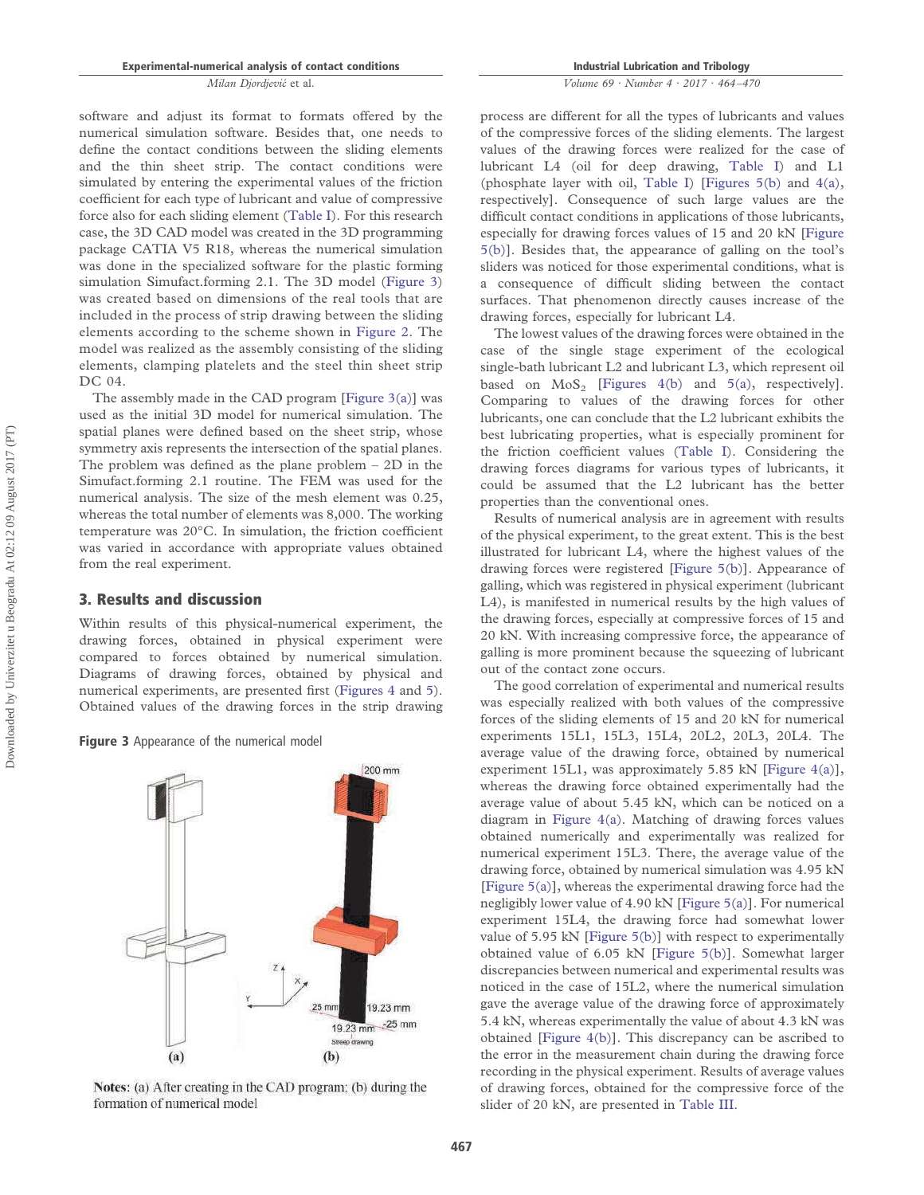software and adjust its format to formats offered by the numerical simulation software. Besides that, one needs to define the contact conditions between the sliding elements and the thin sheet strip. The contact conditions were simulated by entering the experimental values of the friction coefficient for each type of lubricant and value of compressive force also for each sliding element (Table I). For this research case, the 3D CAD model was created in the 3D programming package CATIA V5 R18, whereas the numerical simulation was done in the specialized software for the plastic forming simulation Simufact.forming 2.1. The 3D model (Figure 3) was created based on dimensions of the real tools that are included in the process of strip drawing between the sliding elements according to the scheme shown in Figure 2. The model was realized as the assembly consisting of the sliding elements, clamping platelets and the steel thin sheet strip DC 04.

The assembly made in the CAD program [Figure 3(a)] was used as the initial 3D model for numerical simulation. The spatial planes were defined based on the sheet strip, whose symmetry axis represents the intersection of the spatial planes. The problem was defined as the plane problem – 2D in the Simufact.forming 2.1 routine. The FEM was used for the numerical analysis. The size of the mesh element was 0.25, whereas the total number of elements was 8,000. The working temperature was 20°C. In simulation, the friction coefficient was varied in accordance with appropriate values obtained from the real experiment.

## 3. Results and discussion

Within results of this physical-numerical experiment, the drawing forces, obtained in physical experiment were compared to forces obtained by numerical simulation. Diagrams of drawing forces, obtained by physical and numerical experiments, are presented first (Figures 4 and 5). Obtained values of the drawing forces in the strip drawing process are different for all the types of lubricants and values of the compressive forces of the sliding elements. The largest values of the drawing forces were realized for the case of lubricant L4 (oil for deep drawing, Table I) and L1 (phosphate layer with oil, Table I) [Figures 5(b) and 4(a), respectively]. Consequence of such large values are the difficult contact conditions in applications of those lubricants, especially for drawing forces values of 15 and 20 kN [Figure 5(b)]. Besides that, the appearance of galling on the tool's sliders was noticed for those experimental conditions, what is a consequence of difficult sliding between the contact surfaces. That phenomenon directly causes increase of the drawing forces, especially for lubricant L4.

The lowest values of the drawing forces were obtained in the case of the single stage experiment of the ecological single-bath lubricant L2 and lubricant L3, which represent oil based on $MoS_2$ [Figures 4(b) and 5(a), respectively]. Comparing to values of the drawing forces other lubricants, one can conclude that the L2 lubricant exhibits the best lubricating properties, what is especially prominent for the friction coefficient values (Table I). Considering the drawing forces diagrams for various types of lubricants, it could be assumed that the L2 lubricant has the better properties than the conventional ones.

Results of numerical analysis are in agreement with results of the physical experiment, to the great extent. This is the best illustrated for lubricant L4, where the highest values of the drawing forces were registered [Figure 5(b)]. Appearance of galling, which was registered in physical experiment (lubricant L4), is manifested in numerical results by the high values of the drawing forces, especially at compressive forces of 15 and 20 kN. With increasing compressive force, the appearance of galling is more prominent because the squeezing of lubricant out of the contact zone occurs.

The good correlation of experimental and numerical results was especially realized with both values of the compressive forces of the sliding elements of 15 and 20 kN for numerical experiments 15L1, 15L3, 15L4, 20L2, 20L3, 20L4. The average value of the drawing force, obtained by numerical experiment 15L1, was approximately 5.85 kN [Figure 4(a)], whereas the drawing force obtained experimentally had the average value of about 5.45 kN, which can be noticed on a diagram in Figure 4(a). Matching of drawing forces values obtained numerically and experimentally was realized for numerical experiment 15L3. There, the average value of the drawing force, obtained by numerical simulation was 4.95 kN [Figure 5(a)], whereas the experimental drawing force had the negligibly lower value of 4.90 kN [Figure 5(a)]. For numerical experiment 15L4, the drawing force had somewhat lower value of 5.95 kN [Figure 5(b)] with respect to experimentally obtained value of 6.05 kN [Figure 5(b)]. Somewhat larger discrepancies between numerical and experimental results was noticed in the case of 15L2, where the numerical simulation gave the average value of the drawing force of approximately 5.4 kN, whereas experimentally the value of about 4.3 kN was obtained [Figure 4(b)]. This discrepancy can be ascribed to the error in the measurement chain during the drawing force recording in the physical experiment. Results of average values of drawing forces, obtained for the compressive force of the slider of 20 kN, are presented in Table III.

**Figure 3** Appearance of the numerical model

**Notes:** (a) After creating in the CAD program; (b) during the formation of numerical model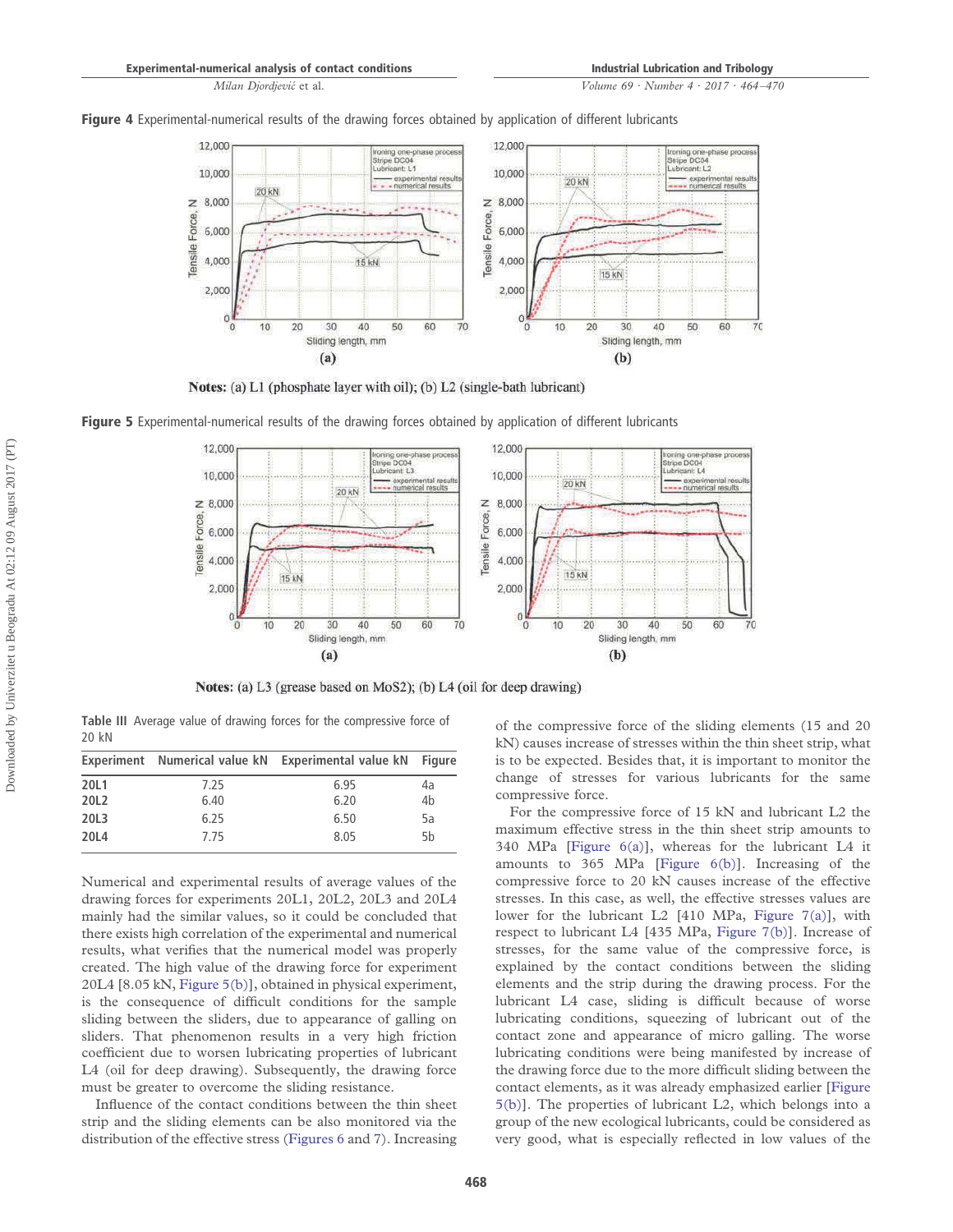**Figure 4** Experimental-numerical results of the drawing forces obtained by application of different lubricants

**Notes:** (a) L1 (phosphate layer with oil); (b) L2 (single-bath lubricant)

**Figure 5** Experimental-numerical results of the drawing forces obtained by application of different lubricants

**Notes:** (a) L3 (grease based on $MoS_2$); (b) L4 (oil for deep drawing)

**Table III** Average value of drawing forces for the compressive force of 20 kN

| Experiment | Numerical value kN | Experimental value kN | Figure |
|---|---|---|---|
| 20L1 | 7.25 | 6.95 | 4a |
| 20L2 | 6.40 | 6.20 | 4b |
| 20L3 | 6.25 | 6.50 | 5a |
| 20L4 | 7.75 | 8.05 | 5b |

Numerical and experimental results of average values of the drawing forces for experiments 20L1, 20L2, 20L3 and 20L4 mainly had the similar values, so it could be concluded that there exists high correlation of the experimental and numerical results, what verifies that the numerical model was properly created. The high value of the drawing force for experiment 20L4 [8.05 kN, Figure 5(b)], obtained in physical experiment, is the consequence of difficult conditions for the sample sliding between the sliders, due to appearance of galling on sliders. That phenomenon results in a very high friction coefficient due to worsen lubricating properties of lubricant L4 (oil for deep drawing). Subsequently, the drawing force must be greater to overcome the sliding resistance.

Influence of the contact conditions between the thin sheet strip and the sliding elements can be also monitored via the distribution of the effective stress (Figures 6 and 7). Increasing of the compressive force of the sliding elements (15 and 20 kN) causes increase of stresses within the thin sheet strip, what is to be expected. Besides that, it is important to monitor the change of stresses for various lubricants for the same compressive force.

For the compressive force of 15 kN and lubricant L2 the maximum effective stress in the thin sheet strip amounts to 340 MPa [Figure 6(a)], whereas for the lubricant L4 it amounts to 365 MPa [Figure 6(b)]. Increasing of the compressive force to 20 kN causes increase of the effective stresses. In this case, as well, the effective stresses values are lower for the lubricant L2 [410 MPa, Figure 7(a)], with respect to lubricant L4 [435 MPa, Figure 7(b)]. Increase of stresses, for the same value of the compressive force, is explained by the contact conditions between the sliding elements and the strip during the drawing process. For the lubricant L4 case, sliding is difficult because of worse lubricating conditions, squeezing of lubricant out of the contact zone and appearance of micro galling. The worse lubricating conditions were being manifested by increase of the drawing force due to the more difficult sliding between the contact elements, as it was already emphasized earlier [Figure 5(b)]. The properties of lubricant L2, which belongs into a group of the new ecological lubricants, could be considered as very good, what is especially reflected in low values of the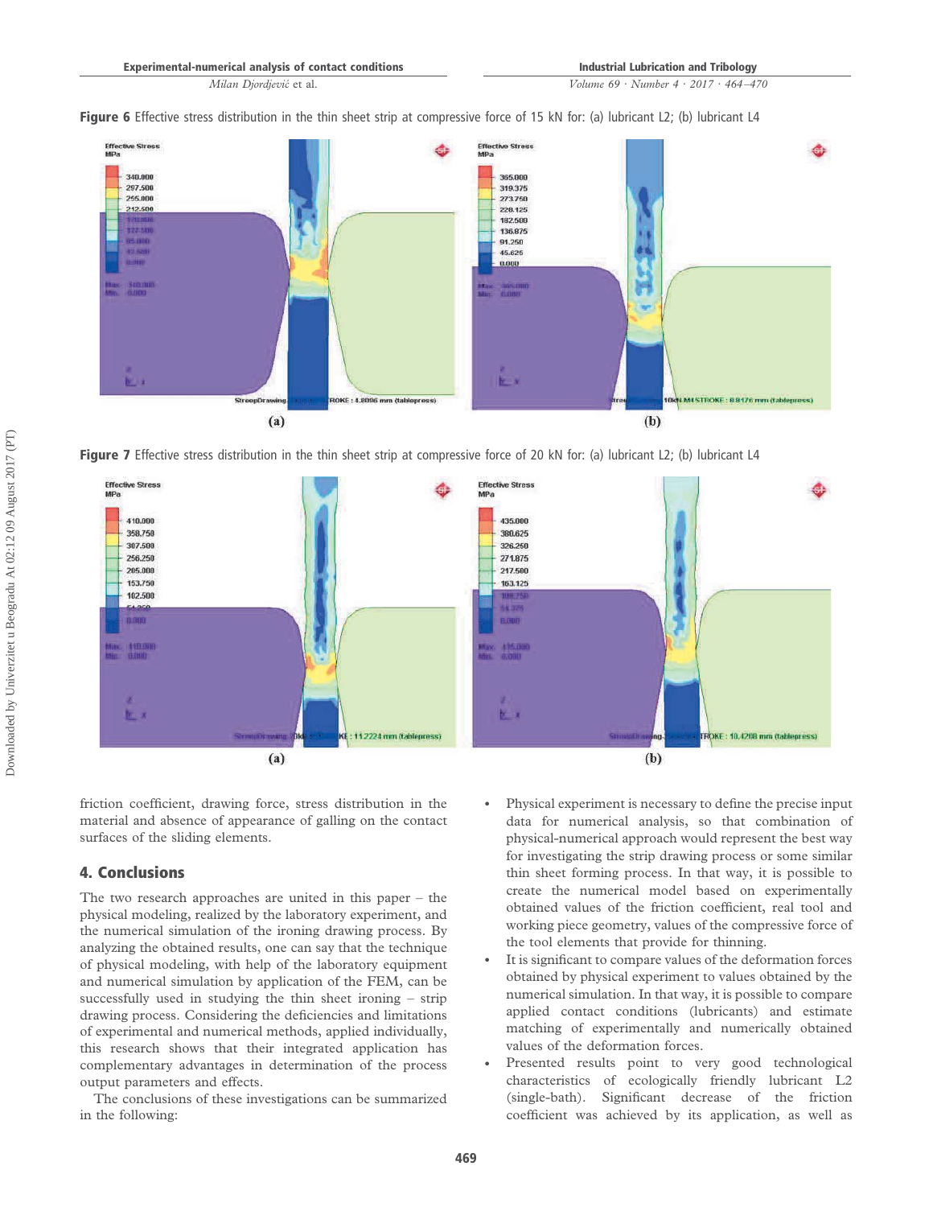**Figure 6** Effective stress distribution in the thin sheet strip at compressive force of 15 kN for: (a) lubricant L2; (b) lubricant L4

**Figure 7** Effective stress distribution in the thin sheet strip at compressive force of 20 kN for: (a) lubricant L2; (b) lubricant L4

friction coefficient, drawing force, stress distribution in the material and absence of appearance of galling on the contact surfaces of the sliding elements.

## 4. Conclusions

The two research approaches are united in this paper – the physical modeling, realized by the laboratory experiment, and the numerical simulation of the ironing drawing process. By analyzing the obtained results, one can say that the technique of physical modeling, with help of the laboratory equipment and numerical simulation by application of the FEM, can be successfully used in studying the thin sheet ironing – strip drawing process. Considering the deficiencies and limitations of experimental and numerical methods, applied individually, this research shows that their integrated application has complementary advantages in determination of the process output parameters and effects.

The conclusions of these investigations can be summarized in the following:

- Physical experiment is necessary to define the precise input data for numerical analysis, so that combination of physical-numerical approach would represent the best way for investigating the strip drawing process or some similar thin sheet forming process. In that way, it is possible to create the numerical model based on experimentally obtained values of the friction coefficient, real tool and working piece geometry, values of the compressive force of the tool elements that provide for thinning.
- It is significant to compare values of the deformation forces obtained by physical experiment to values obtained by the numerical simulation. In that way, it is possible to compare applied contact conditions (lubricants) and estimate matching of experimentally and numerically obtained values of the deformation forces.
- Presented results point to very good technological characteristics of ecologically friendly lubricant L2 (single-bath). Significant decrease of the friction coefficient was achieved by its application, as well as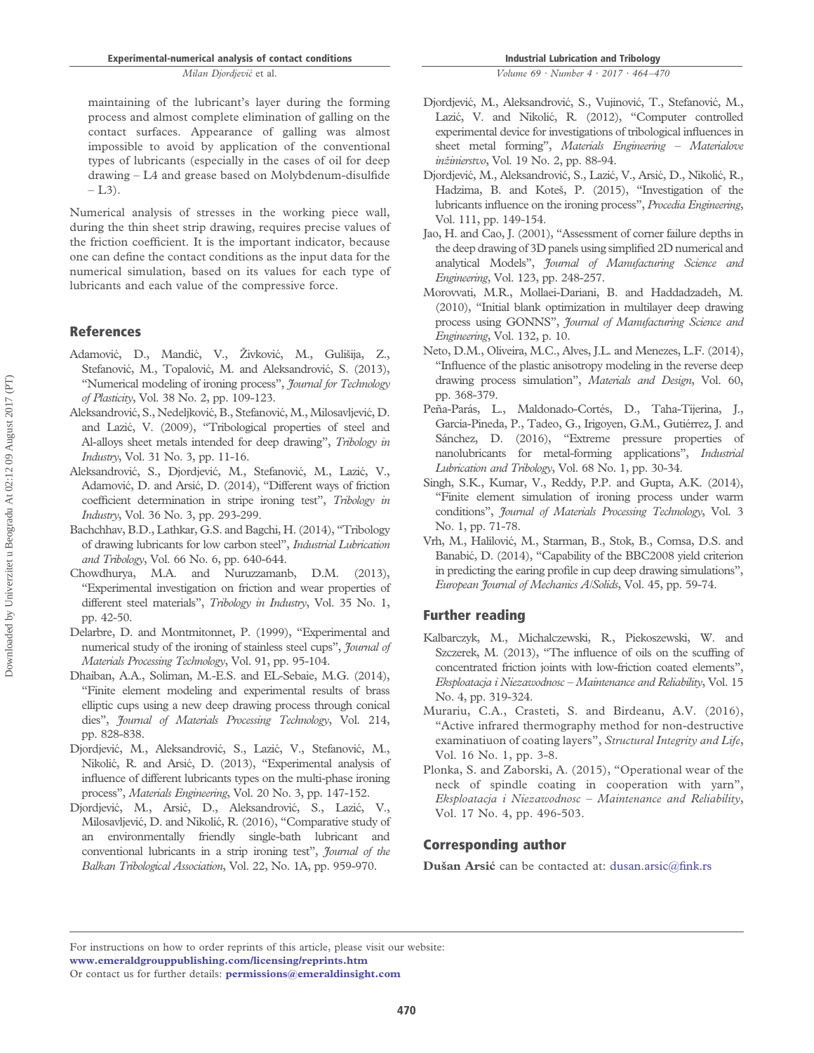maintaining of the lubricant's layer during the forming process and almost complete elimination of galling on the contact surfaces. Appearance of galling was almost impossible to avoid by application of the conventional types of lubricants (especially in the cases of oil for deep drawing – L4 and grease based on Molybdenum-disulfide – L3).

Numerical analysis of stresses in the working piece wall, during the thin sheet strip drawing, requires precise values of the friction coefficient. It is the important indicator, because one can define the contact conditions as the input data for the numerical simulation, based on its values for each type of lubricants and each value of the compressive force.

## References

Adamović, D., Mandić, V., Živković, M., Gulišija, Z., Stefanović, M., Topalović, M. and Aleksandrović, S. (2013), "Numerical modeling of ironing process", *Journal for Technology of Plasticity*, Vol. 38 No. 2, pp. 109-123.

Aleksandrović, S., Nedeljković, B., Stefanović, M., Milosavljević, D. and Lazić, V. (2009), "Tribological properties of steel and Al-alloys sheet metals intended for deep drawing", *Tribology in Industry*, Vol. 31 No. 3, pp. 11-16.

Aleksandrović, S., Djordjević, M., Stefanović, M., Lazić, V., Adamović, D. and Arsić, D. (2014), "Different ways of friction coefficient determination in stripe ironing test", *Tribology in Industry*, Vol. 36 No. 3, pp. 293-299.

Bachchhav, B.D., Lathkar, G.S. and Bagchi, H. (2014), "Tribology of drawing lubricants for low carbon steel", *Industrial Lubrication and Tribology*, Vol. 66 No. 6, pp. 640-644.

Chowdhurya, M.A. and Nuruzzamanb, D.M. (2013), "Experimental investigation on friction and wear properties of different steel materials", *Tribology in Industry*, Vol. 35 No. 1, pp. 42-50.

Delarbre, D. and Montmitonnet, P. (1999), "Experimental and numerical study of the ironing of stainless steel cups", *Journal of Materials Processing Technology*, Vol. 91, pp. 95-104.

Dhaiban, A.A., Soliman, M.-E.S. and EL-Sebaie, M.G. (2014), "Finite element modeling and experimental results of brass elliptic cups using a new deep drawing process through conical dies", *Journal of Materials Processing Technology*, Vol. 214, pp. 828-838.

Djordjević, M., Aleksandrović, S., Lazić, V., Stefanović, M., Nikolić, R. and Arsić, D. (2013), "Experimental analysis of influence of different lubricants types on the multi-phase ironing process", *Materials Engineering*, Vol. 20 No. 3, pp. 147-152.

Djordjević, M., Arsić, D., Aleksandrović, S., Lazić, V., Milosavljević, D. and Nikolić, R. (2016), "Comparative study of an environmentally friendly single-bath lubricant and conventional lubricants in a strip ironing test", *Journal of the Balkan Tribological Association*, Vol. 22, No. 1A, pp. 959-970.

Djordjević, M., Aleksandrović, S., Vujinović, T., Stefanović, M., Lazić, V. and Nikolić, R. (2012), "Computer controlled experimental device for investigations of tribological influences in sheet metal forming", *Materials Engineering – Materialove inžinierstvo*, Vol. 19 No. 2, pp. 88-94.

Djordjević, M., Aleksandrović, S., Lazić, V., Arsić, D., Nikolić, R., Hadzima, B. and Koteš, P. (2015), "Investigation of the lubricants influence on the ironing process", *Procedia Engineering*, Vol. 111, pp. 149-154.

Jao, H. and Cao, J. (2001), "Assessment of corner failure depths in the deep drawing of 3D panels using simplified 2D numerical and analytical Models", *Journal of Manufacturing Science and Engineering*, Vol. 123, pp. 248-257.

Morovvati, M.R., Mollaei-Dariani, B. and Haddadzadeh, M. (2010), "Initial blank optimization in multilayer deep drawing process using GONNS", *Journal of Manufacturing Science and Engineering*, Vol. 132, p. 10.

Neto, D.M., Oliveira, M.C., Alves, J.L. and Menezes, L.F. (2014), "Influence of the plastic anisotropy modeling in the reverse deep drawing process simulation", *Materials and Design*, Vol. 60, pp. 368-379.

Peña-Parás, L., Maldonado-Cortés, D., Taha-Tijerina, J., García-Pineda, P., Tadeo, G., Irigoyen, G.M., Gutiérrez, J. and Sánchez, D. (2016), "Extreme pressure properties of nanolubricants for metal-forming applications", *Industrial Lubrication and Tribology*, Vol. 68 No. 1, pp. 30-34.

Singh, S.K., Kumar, V., Reddy, P.P. and Gupta, A.K. (2014), "Finite element simulation of ironing process under warm conditions", *Journal of Materials Processing Technology*, Vol. 3 No. 1, pp. 71-78.

Vrh, M., Halilović, M., Starman, B., Stok, B., Comsa, D.S. and Banabić, D. (2014), "Capability of the BBC2008 yield criterion in predicting the earing profile in cup deep drawing simulations", *European Journal of Mechanics A/Solids*, Vol. 45, pp. 59-74.

## Further reading

Kalbarczyk, M., Michalczewski, R., Piekoszewski, W. and Szczerek, M. (2013), "The influence of oils on the scuffing of concentrated friction joints with low-friction coated elements", *Eksploatacja i Niezawodnosc – Maintenance and Reliability*, Vol. 15 No. 4, pp. 319-324.

Murariu, C.A., Crasteti, S. and Birdeanu, A.V. (2016), "Active infrared thermography method for non-destructive examinatiuon of coating layers", *Structural Integrity and Life*, Vol. 16 No. 1, pp. 3-8.

Plonka, S. and Zaborski, A. (2015), "Operational wear of the neck of spindle coating in cooperation with yarn", *Eksploatacja i Niezawodnosc – Maintenance and Reliability*, Vol. 17 No. 4, pp. 496-503.

## Corresponding author

**Dušan Arsić** can be contacted at: dusan.arsic@fink.rs

For instructions on how to order reprints of this article, please visit our website:
**www.emeraldgrouppublishing.com/licensing/reprints.htm**
Or contact us for further details: **permissions@emeraldinsight.com**